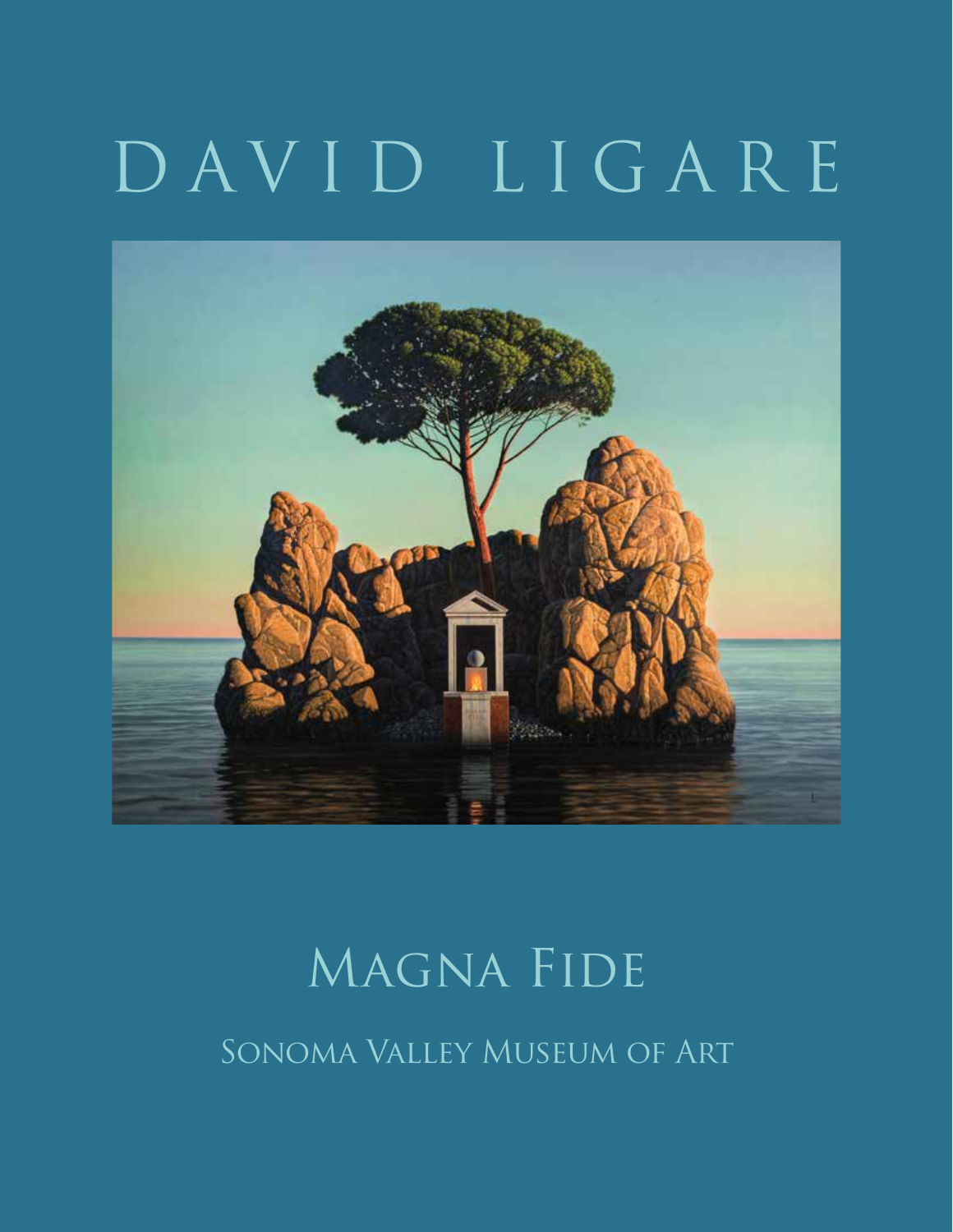# DAVID LIGARE

## Magna Fide

Sonoma Valley Museum of Art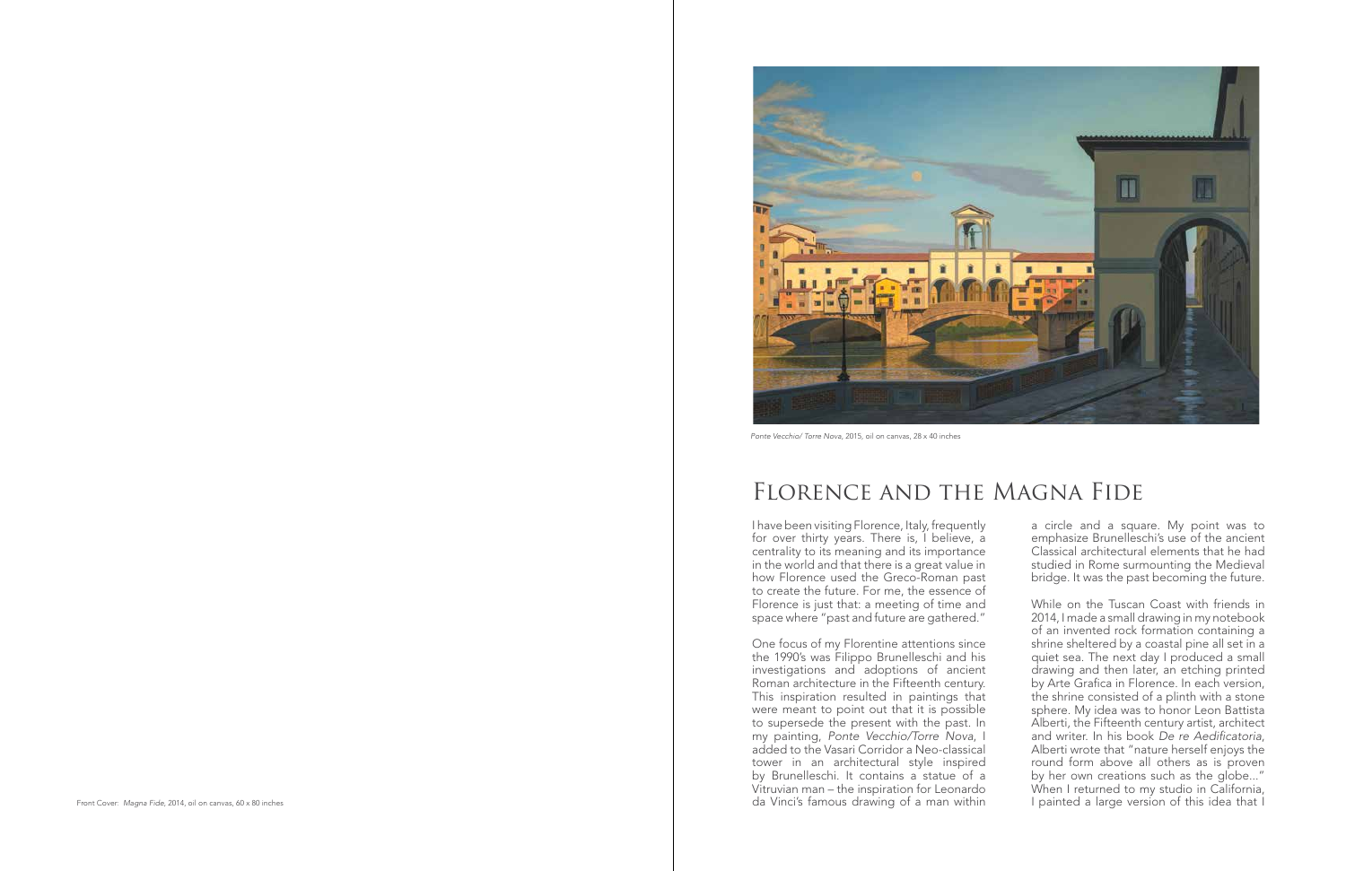*Ponte Vecchio/ Torre Nova*, 2015, oil on canvas, 28 x 40 inches

# Florence and the Magna Fide

I have been visiting Florence, Italy, frequently for over thirty years. There is, I believe, a centrality to its meaning and its importance in the world and that there is a great value in how Florence used the Greco-Roman past to create the future. For me, the essence of Florence is just that: a meeting of time and space where "past and future are gathered."

One focus of my Florentine attentions since the 1990's was Filippo Brunelleschi and his investigations and adoptions of ancient Roman architecture in the Fifteenth century. This inspiration resulted in paintings that were meant to point out that it is possible to supersede the present with the past. In my painting, *Ponte Vecchio/Torre Nova*, I added to the Vasari Corridor a Neo-classical tower in an architectural style inspired by Brunelleschi. It contains a statue of a Vitruvian man – the inspiration for Leonardo da Vinci's famous drawing of a man within a circle and a square. My point was to emphasize Brunelleschi's use of the ancient Classical architectural elements that he had studied in Rome surmounting the Medieval bridge. It was the past becoming the future.

While on the Tuscan Coast with friends in 2014, I made a small drawing in my notebook of an invented rock formation containing a shrine sheltered by a coastal pine all set in a quiet sea. The next day I produced a small drawing and then later, an etching printed by Arte Grafica in Florence. In each version, the shrine consisted of a plinth with a stone sphere. My idea was to honor Leon Battista Alberti, the Fifteenth century artist, architect and writer. In his book *De re Aedificatoria*, Alberti wrote that "nature herself enjoys the round form above all others as is proven by her own creations such as the globe..." When I returned to my studio in California, I painted a large version of this idea that I

Front Cover: *Magna Fide*, 2014, oil on canvas, 60 x 80 inches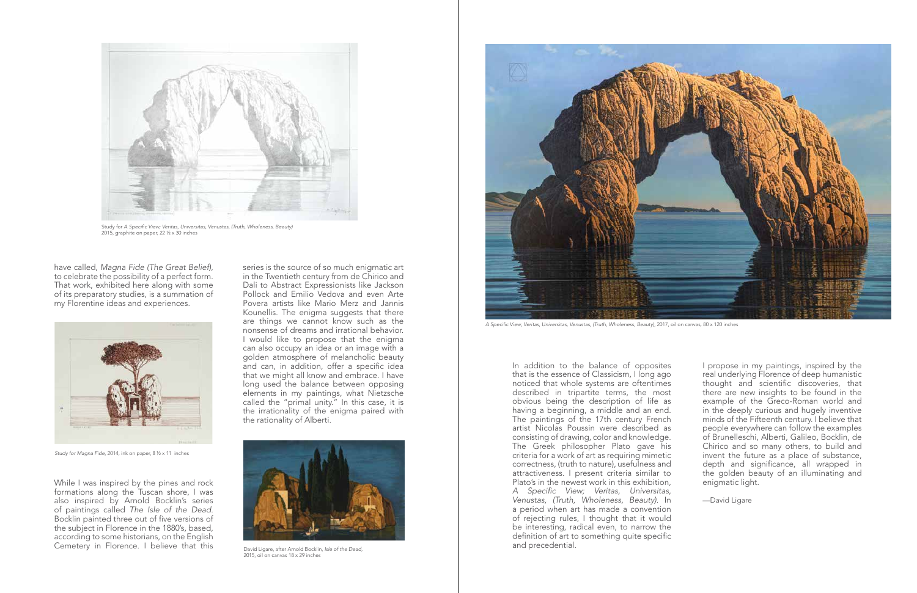Study for *A Specific View, Veritas, Universitas, Venustas, (Truth, Wholeness, Beauty)*
2015, graphite on paper, 22 ½ x 30 inches

have called, *Magna Fide (The Great Belief)*, to celebrate the possibility of a perfect form. That work, exhibited here along with some of its preparatory studies, is a summation of my Florentine ideas and experiences.

*Study for Magna Fide*, 2014, ink on paper, 8 ½ x 11 inches

While I was inspired by the pines and rock formations along the Tuscan shore, I was also inspired by Arnold Bocklin's series of paintings called *The Isle of the Dead*. Bocklin painted three out of five versions of the subject in Florence in the 1880's, based, according to some historians, on the English Cemetery in Florence. I believe that this series is the source of so much enigmatic art in the Twentieth century from de Chirico and Dali to Abstract Expressionists like Jackson Pollock and Emilio Vedova and even Arte Povera artists like Mario Merz and Jannis Kounellis. The enigma suggests that there are things we cannot know such as the nonsense of dreams and irrational behavior. I would like to propose that the enigma can also occupy an idea or an image with a golden atmosphere of melancholic beauty and can, in addition, offer a specific idea that we might all know and embrace. I have long used the balance between opposing elements in my paintings, what Nietzsche called the "primal unity." In this case, it is the irrationality of the enigma paired with the rationality of Alberti.

David Ligare, after Arnold Bocklin, *Isle of the Dead*, 2015, oil on canvas 18 x 29 inches

*A Specific View; Veritas, Universitas, Venustas, (Truth, Wholeness, Beauty)*, 2017, oil on canvas, 80 x 120 inches

In addition to the balance of opposites that is the essence of Classicism, I long ago noticed that whole systems are oftentimes described in tripartite terms, the most obvious being the description of life as having a beginning, a middle and an end. The paintings of the 17th century French artist Nicolas Poussin were described as consisting of drawing, color and knowledge. The Greek philosopher Plato gave his criteria for a work of art as requiring mimetic correctness, (truth to nature), usefulness and attractiveness. I present criteria similar to Plato's in the newest work in this exhibition, *A Specific View; Veritas, Universitas, Venustas, (Truth, Wholeness, Beauty)*. In a period when art has made a convention of rejecting rules, I thought that it would be interesting, radical even, to narrow the definition of art to something quite specific and precedential.

I propose in my paintings, inspired by the real underlying Florence of deep humanistic thought and scientific discoveries, that there are new insights to be found in the example of the Greco-Roman world and in the deeply curious and hugely inventive minds of the Fifteenth century. I believe that people everywhere can follow the examples of Brunelleschi, Alberti, Galileo, Bocklin, de Chirico and so many others, to build and invent the future as a place of substance, depth and significance, all wrapped in the golden beauty of an illuminating and enigmatic light.

—David Ligare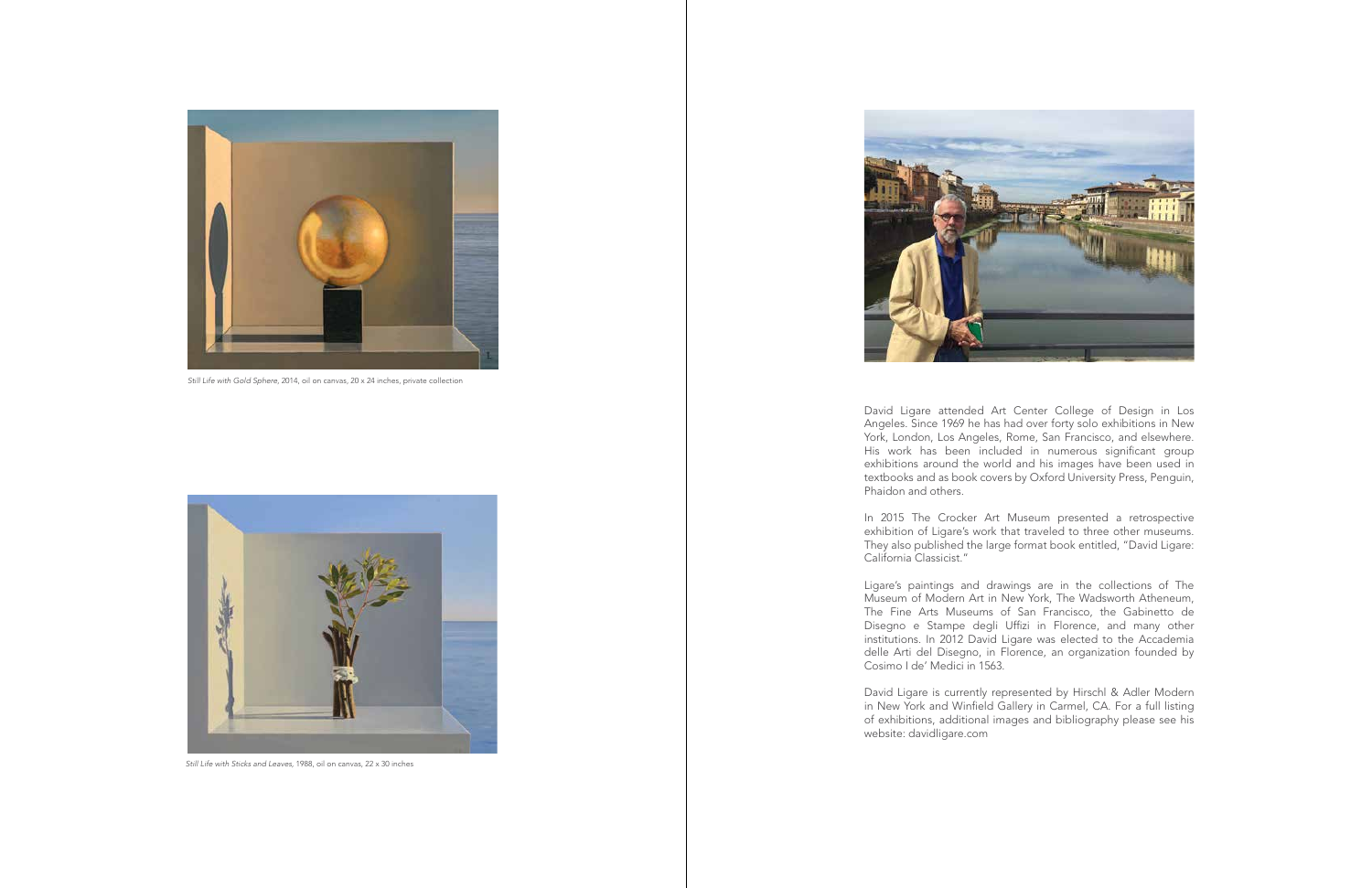*Still Life with Gold Sphere*, 2014, oil on canvas, 20 x 24 inches, private collection

*Still Life with Sticks and Leaves*, 1988, oil on canvas, 22 x 30 inches

David Ligare attended Art Center College of Design in Los Angeles. Since 1969 he has had over forty solo exhibitions in New York, London, Los Angeles, Rome, San Francisco, and elsewhere. His work has been included in numerous significant group exhibitions around the world and his images have been used in textbooks and as book covers by Oxford University Press, Penguin, Phaidon and others.

In 2015 The Crocker Art Museum presented a retrospective exhibition of Ligare's work that traveled to three other museums. They also published the large format book entitled, "David Ligare: California Classicist."

Ligare's paintings and drawings are in the collections of The Museum of Modern Art in New York, The Wadsworth Atheneum, The Fine Arts Museums of San Francisco, the Gabinetto de Disegno e Stampe degli Uffizi in Florence, and many other institutions. In 2012 David Ligare was elected to the Accademia delle Arti del Disegno, in Florence, an organization founded by Cosimo I de' Medici in 1563.

David Ligare is currently represented by Hirschl & Adler Modern in New York and Winfield Gallery in Carmel, CA. For a full listing of exhibitions, additional images and bibliography please see his website: davidligare.com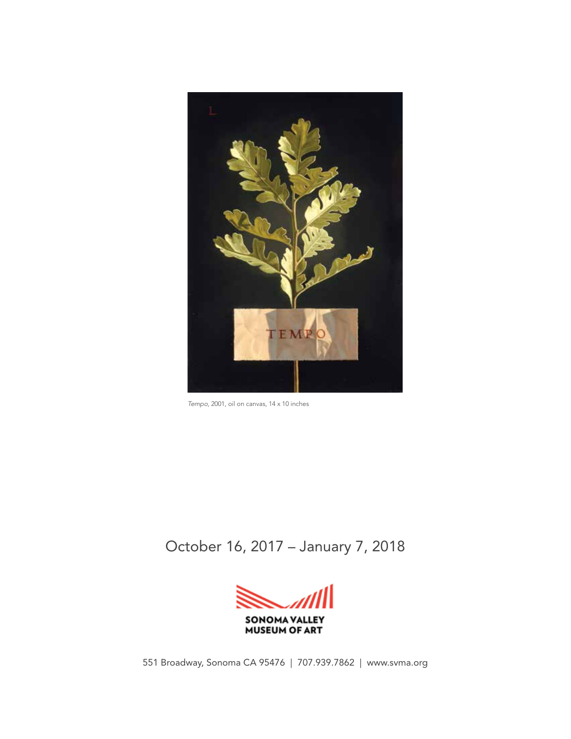*Tempo*, 2001, oil on canvas, 14 x 10 inches

October 16, 2017 – January 7, 2018

SONOMA VALLEY MUSEUM OF ART

551 Broadway, Sonoma CA 95476 | 707.939.7862 | www.svma.org